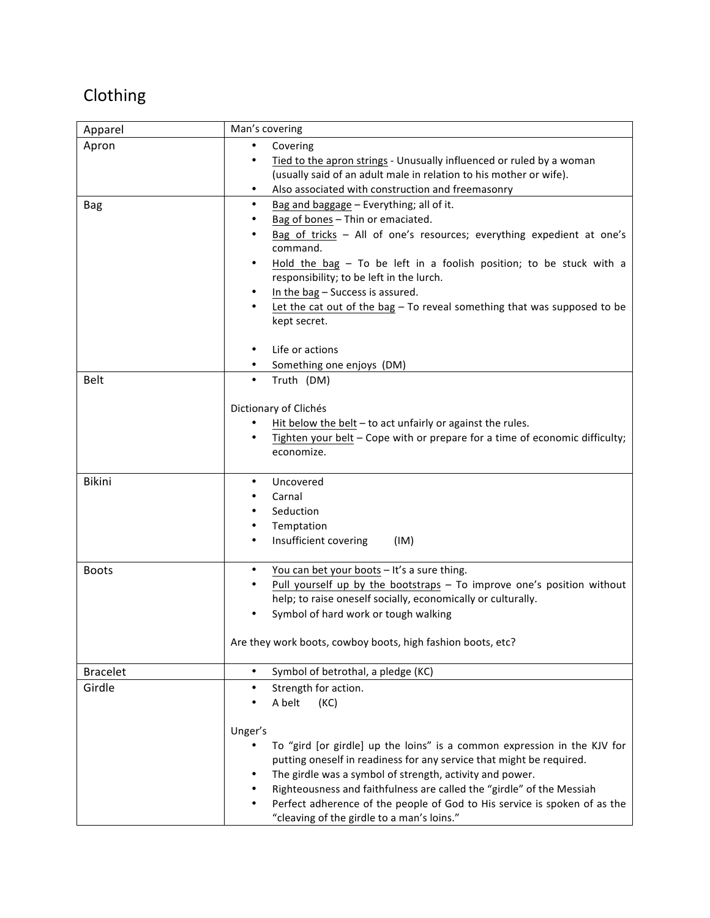# Clothing

| Apparel | Man's covering |
|---|---|
| Apron | • Covering<br>• Tied to the apron strings - Unusually influenced or ruled by a woman (usually said of an adult male in relation to his mother or wife).<br>• Also associated with construction and freemasonry |
| Bag | • Bag and baggage – Everything; all of it.<br>• Bag of bones – Thin or emaciated.<br>• Bag of tricks – All of one's resources; everything expedient at one's command.<br>• Hold the bag – To be left in a foolish position; to be stuck with a responsibility; to be left in the lurch.<br>• In the bag – Success is assured.<br>• Let the cat out of the bag – To reveal something that was supposed to be kept secret.<br><br>• Life or actions<br>• Something one enjoys (DM) |
| Belt | • Truth (DM)<br><br>Dictionary of Clichés<br>• Hit below the belt – to act unfairly or against the rules.<br>• Tighten your belt – Cope with or prepare for a time of economic difficulty; economize. |
| Bikini | • Uncovered<br>• Carnal<br>• Seduction<br>• Temptation<br>• Insufficient covering (IM) |
| Boots | • You can bet your boots – It's a sure thing.<br>• Pull yourself up by the bootstraps – To improve one's position without help; to raise oneself socially, economically or culturally.<br>• Symbol of hard work or tough walking<br><br>Are they work boots, cowboy boots, high fashion boots, etc? |
| Bracelet | • Symbol of betrothal, a pledge (KC) |
| Girdle | • Strength for action.<br>• A belt (KC)<br><br>Unger's<br>• To "gird [or girdle] up the loins" is a common expression in the KJV for putting oneself in readiness for any service that might be required.<br>• The girdle was a symbol of strength, activity and power.<br>• Righteousness and faithfulness are called the "girdle" of the Messiah<br>• Perfect adherence of the people of God to His service is spoken of as the "cleaving of the girdle to a man's loins." |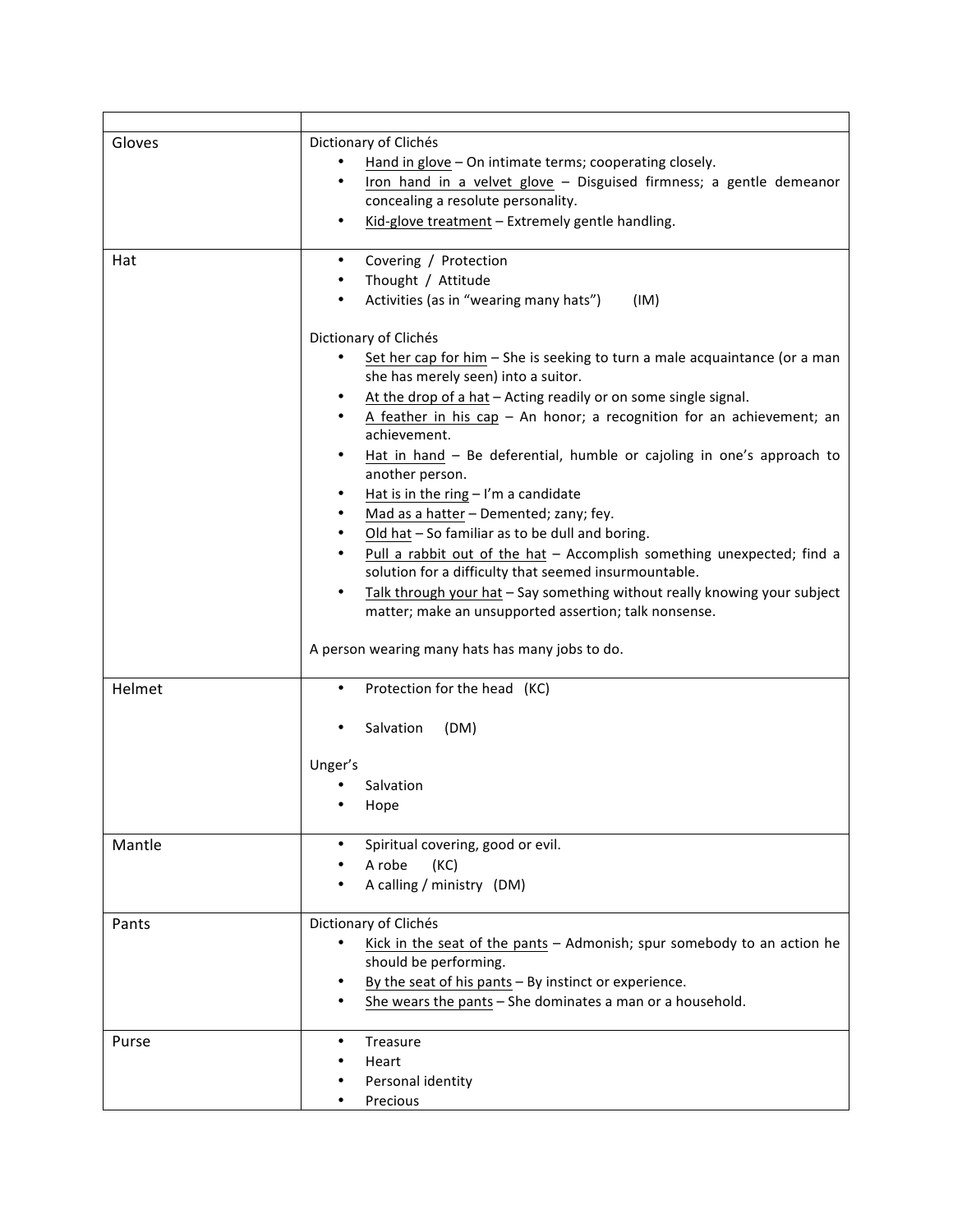| | |
|---|---|
| Gloves | Dictionary of Clichés<br>• Hand in glove – On intimate terms; cooperating closely.<br>• Iron hand in a velvet glove – Disguised firmness; a gentle demeanor concealing a resolute personality.<br>• Kid-glove treatment – Extremely gentle handling. |
| Hat | • Covering / Protection<br>• Thought / Attitude<br>• Activities (as in "wearing many hats") (IM)<br><br>Dictionary of Clichés<br>• Set her cap for him – She is seeking to turn a male acquaintance (or a man she has merely seen) into a suitor.<br>• At the drop of a hat – Acting readily or on some single signal.<br>• A feather in his cap – An honor; a recognition for an achievement; an achievement.<br>• Hat in hand – Be deferential, humble or cajoling in one's approach to another person.<br>• Hat is in the ring – I'm a candidate<br>• Mad as a hatter – Demented; zany; fey.<br>• Old hat – So familiar as to be dull and boring.<br>• Pull a rabbit out of the hat – Accomplish something unexpected; find a solution for a difficulty that seemed insurmountable.<br>• Talk through your hat – Say something without really knowing your subject matter; make an unsupported assertion; talk nonsense.<br><br>A person wearing many hats has many jobs to do. |
| Helmet | • Protection for the head (KC)<br><br>• Salvation (DM)<br><br>Unger's<br>• Salvation<br>• Hope |
| Mantle | • Spiritual covering, good or evil.<br>• A robe (KC)<br>• A calling / ministry (DM) |
| Pants | Dictionary of Clichés<br>• Kick in the seat of the pants – Admonish; spur somebody to an action he should be performing.<br>• By the seat of his pants – By instinct or experience.<br>• She wears the pants – She dominates a man or a household. |
| Purse | • Treasure<br>• Heart<br>• Personal identity<br>• Precious |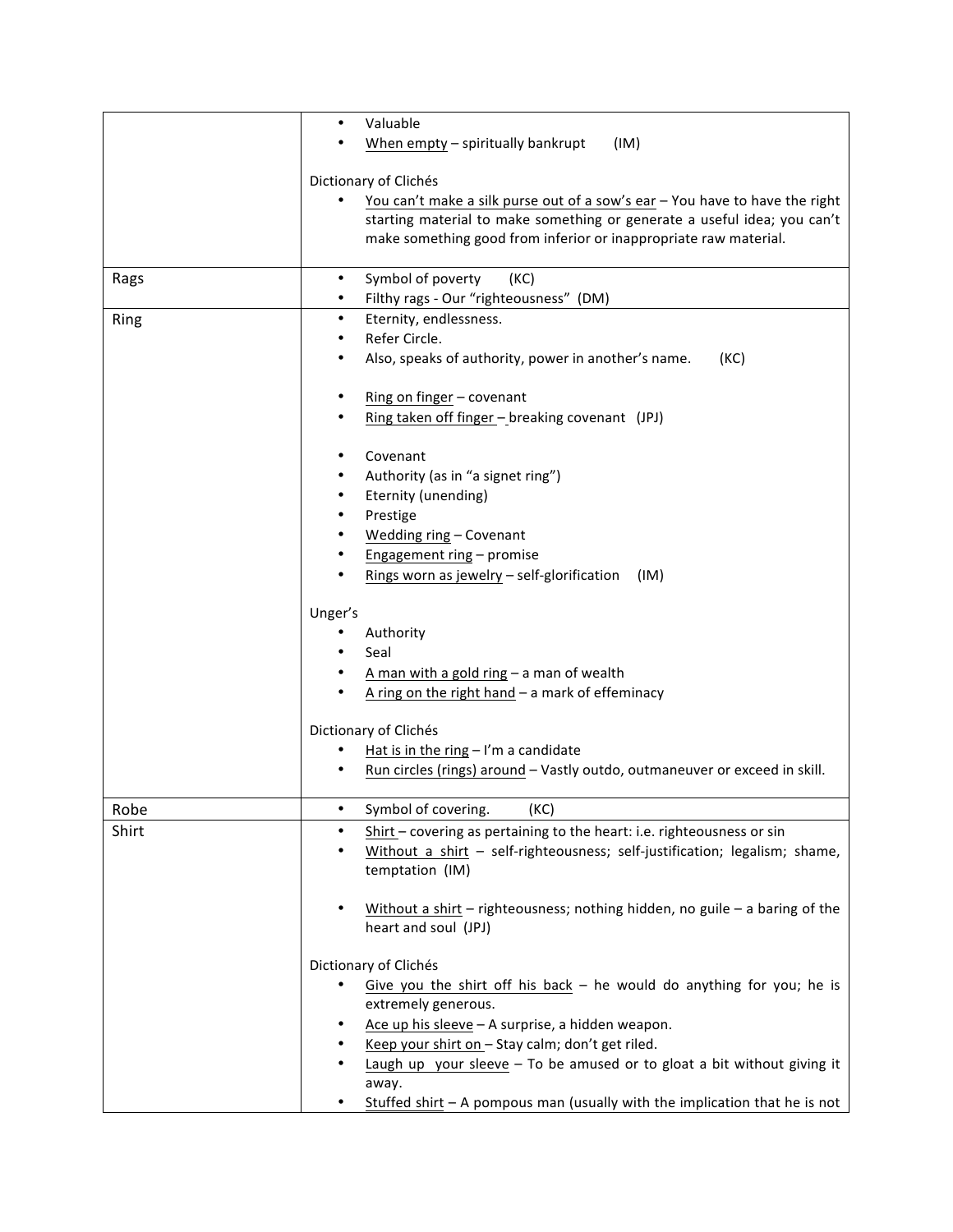| | |
|---|---|
| | • Valuable<br>• When empty – spiritually bankrupt (IM)<br><br>Dictionary of Clichés<br>• You can't make a silk purse out of a sow's ear – You have to have the right starting material to make something or generate a useful idea; you can't make something good from inferior or inappropriate raw material. |
| Rags | • Symbol of poverty (KC)<br>• Filthy rags - Our "righteousness" (DM) |
| Ring | • Eternity, endlessness.<br>• Refer Circle.<br>• Also, speaks of authority, power in another's name. (KC)<br><br>• Ring on finger – covenant<br>• Ring taken off finger – breaking covenant (JPJ)<br><br>• Covenant<br>• Authority (as in "a signet ring")<br>• Eternity (unending)<br>• Prestige<br>• Wedding ring – Covenant<br>• Engagement ring – promise<br>• Rings worn as jewelry – self-glorification (IM)<br><br>Unger's<br>• Authority<br>• Seal<br>• A man with a gold ring – a man of wealth<br>• A ring on the right hand – a mark of effeminacy<br><br>Dictionary of Clichés<br>• Hat is in the ring – I'm a candidate<br>• Run circles (rings) around – Vastly outdo, outmaneuver or exceed in skill. |
| Robe | • Symbol of covering. (KC) |
| Shirt | • Shirt – covering as pertaining to the heart: i.e. righteousness or sin<br>• Without a shirt – self-righteousness; self-justification; legalism; shame, temptation (IM)<br><br>• Without a shirt – righteousness; nothing hidden, no guile – a baring of the heart and soul (JPJ)<br><br>Dictionary of Clichés<br>• Give you the shirt off his back – he would do anything for you; he is extremely generous.<br>• Ace up his sleeve – A surprise, a hidden weapon.<br>• Keep your shirt on – Stay calm; don't get riled.<br>• Laugh up your sleeve – To be amused or to gloat a bit without giving it away.<br>• Stuffed shirt – A pompous man (usually with the implication that he is not |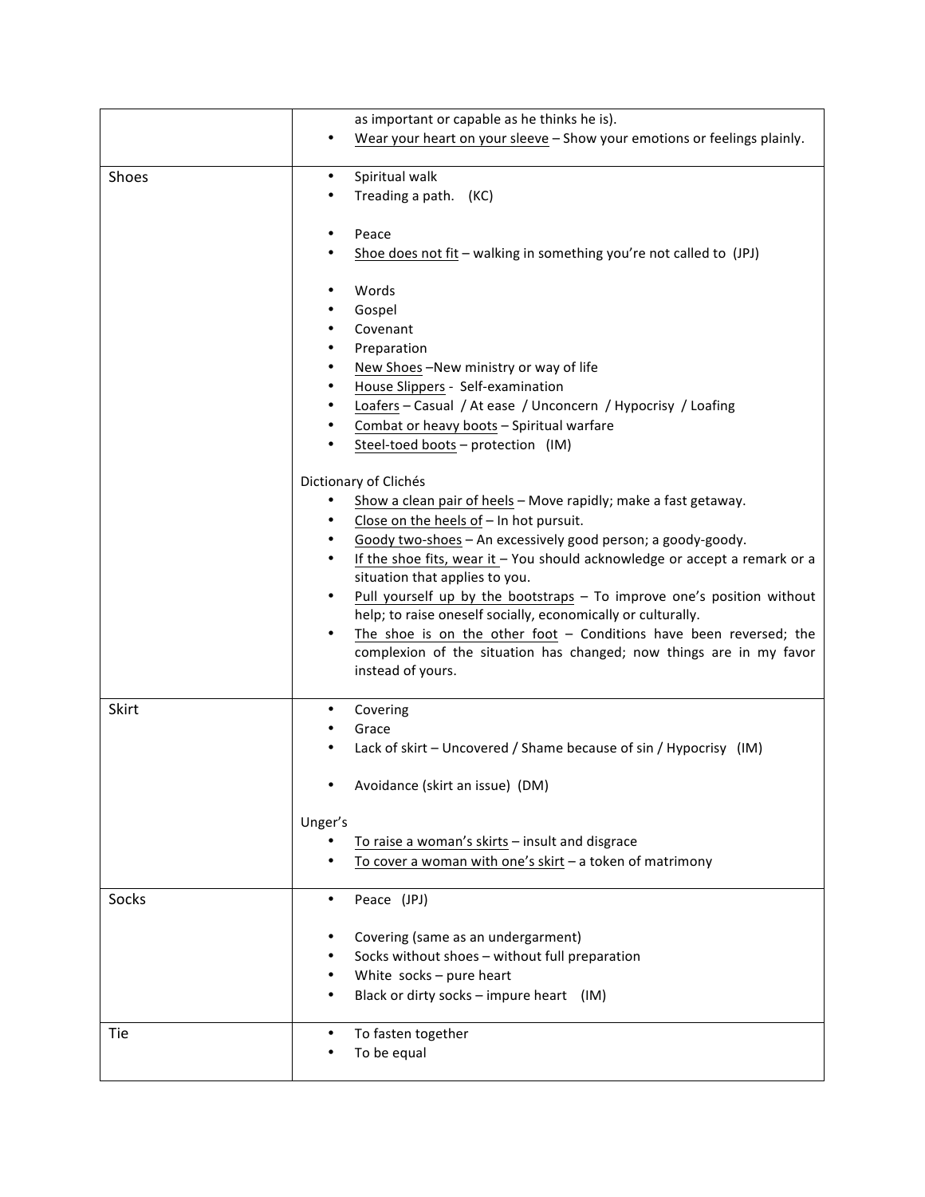| | |
|---|---|
| | as important or capable as he thinks he is).<br>• <u>Wear your heart on your sleeve</u> – Show your emotions or feelings plainly. |
| Shoes | • Spiritual walk<br>• Treading a path. (KC)<br><br>• Peace<br>• <u>Shoe does not fit</u> – walking in something you're not called to (JPJ)<br><br>• Words<br>• Gospel<br>• Covenant<br>• Preparation<br>• <u>New Shoes</u> –New ministry or way of life<br>• <u>House Slippers</u> - Self-examination<br>• <u>Loafers</u> – Casual / At ease / Unconcern / Hypocrisy / Loafing<br>• <u>Combat or heavy boots</u> – Spiritual warfare<br>• <u>Steel-toed boots</u> – protection (IM)<br><br>Dictionary of Clichés<br>• <u>Show a clean pair of heels</u> – Move rapidly; make a fast getaway.<br>• <u>Close on the heels of</u> – In hot pursuit.<br>• <u>Goody two-shoes</u> – An excessively good person; a goody-goody.<br>• <u>If the shoe fits, wear it</u> – You should acknowledge or accept a remark or a situation that applies to you.<br>• <u>Pull yourself up by the bootstraps</u> – To improve one's position without help; to raise oneself socially, economically or culturally.<br>• <u>The shoe is on the other foot</u> – Conditions have been reversed; the complexion of the situation has changed; now things are in my favor instead of yours. |
| Skirt | • Covering<br>• Grace<br>• Lack of skirt – Uncovered / Shame because of sin / Hypocrisy (IM)<br><br>• Avoidance (skirt an issue) (DM)<br><br>Unger's<br>• <u>To raise a woman's skirts</u> – insult and disgrace<br>• <u>To cover a woman with one's skirt</u> – a token of matrimony |
| Socks | • Peace (JPJ)<br><br>• Covering (same as an undergarment)<br>• Socks without shoes – without full preparation<br>• White socks – pure heart<br>• Black or dirty socks – impure heart (IM) |
| Tie | • To fasten together<br>• To be equal |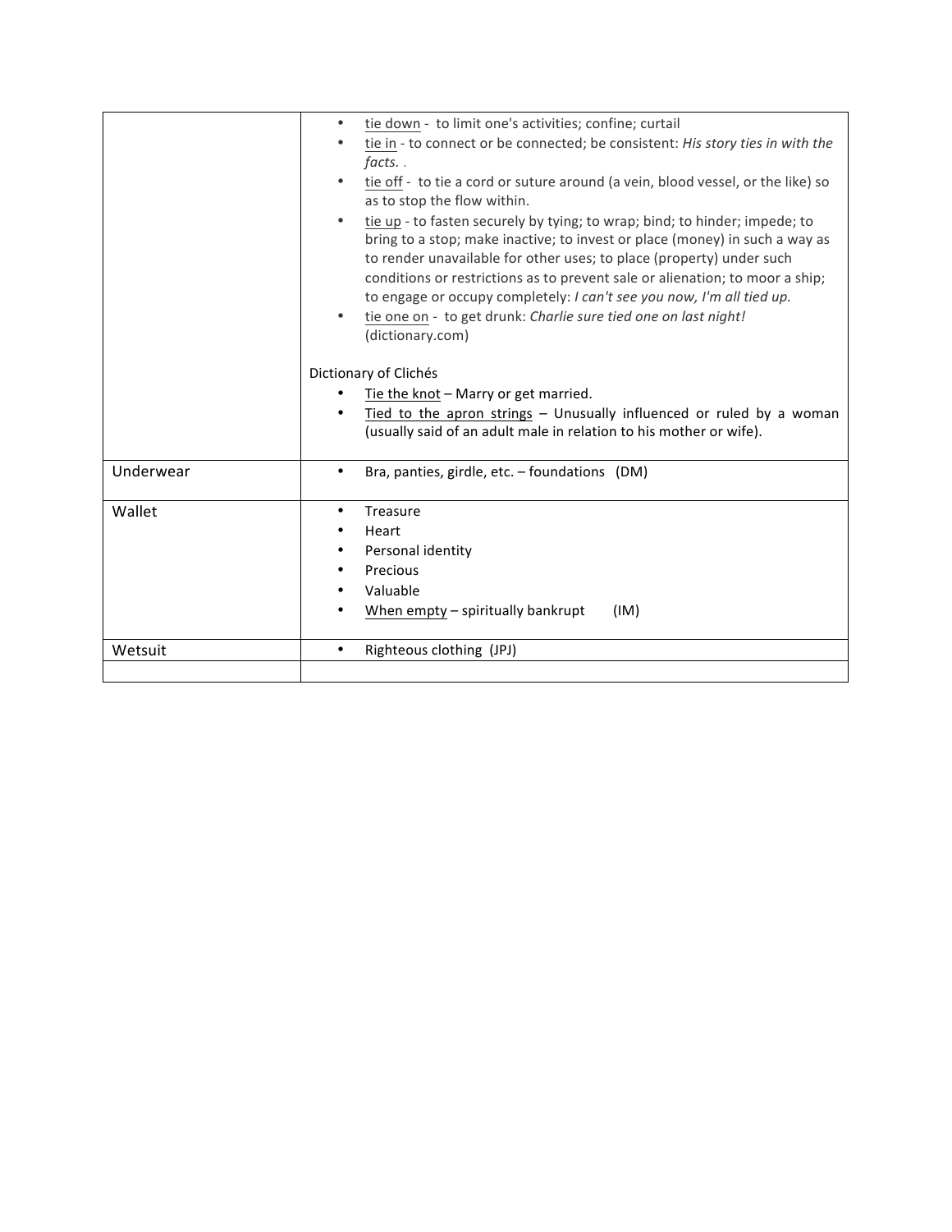| | |
|---|---|
| | • tie down - to limit one's activities; confine; curtail<br>• tie in - to connect or be connected; be consistent: *His story ties in with the facts.* .<br>• tie off - to tie a cord or suture around (a vein, blood vessel, or the like) so as to stop the flow within.<br>• tie up - to fasten securely by tying; to wrap; bind; to hinder; impede; to bring to a stop; make inactive; to invest or place (money) in such a way as to render unavailable for other uses; to place (property) under such conditions or restrictions as to prevent sale or alienation; to moor a ship; to engage or occupy completely: *I can't see you now, I'm all tied up.*<br>• tie one on - to get drunk: *Charlie sure tied one on last night!* (dictionary.com)<br><br>Dictionary of Clichés<br>• Tie the knot – Marry or get married.<br>• Tied to the apron strings – Unusually influenced or ruled by a woman (usually said of an adult male in relation to his mother or wife). |
| Underwear | • Bra, panties, girdle, etc. – foundations (DM) |
| Wallet | • Treasure<br>• Heart<br>• Personal identity<br>• Precious<br>• Valuable<br>• When empty – spiritually bankrupt (IM) |
| Wetsuit | • Righteous clothing (JPJ) |
| | |